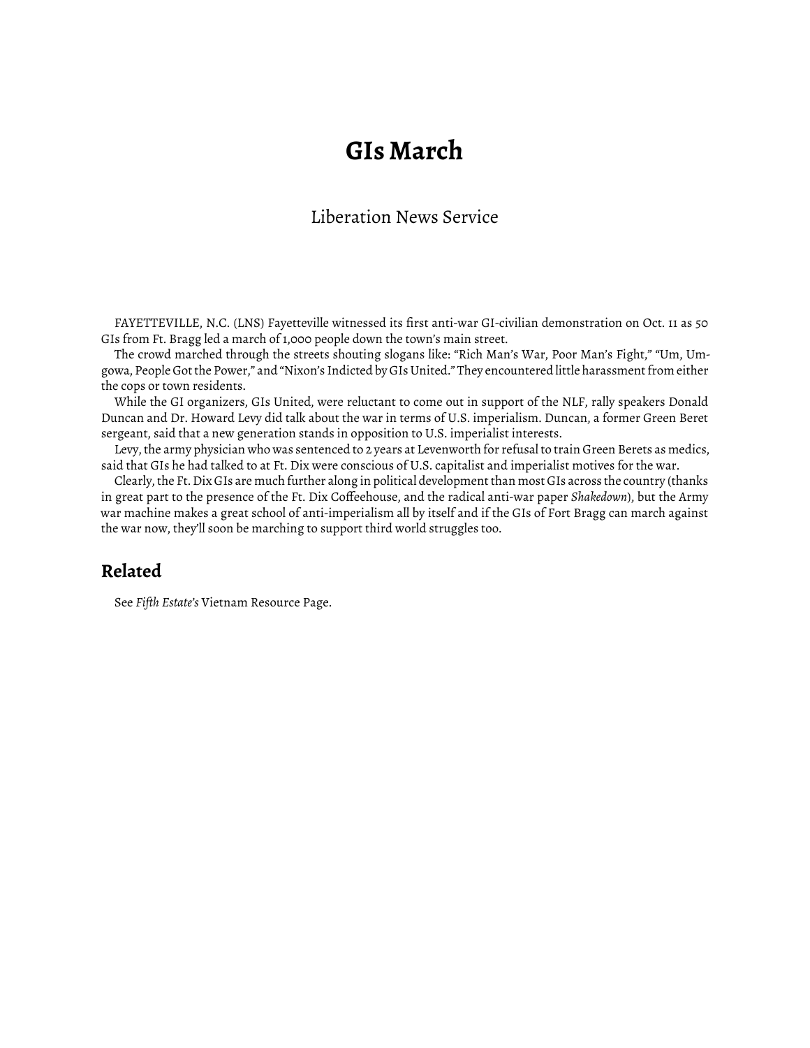# GIs March

Liberation News Service

FAYETTEVILLE, N.C. (LNS) Fayetteville witnessed its first anti-war GI-civilian demonstration on Oct. 11 as 50 GIs from Ft. Bragg led a march of 1,000 people down the town's main street.

The crowd marched through the streets shouting slogans like: "Rich Man's War, Poor Man's Fight," "Um, Umgowa, People Got the Power," and "Nixon's Indicted by GIs United." They encountered little harassment from either the cops or town residents.

While the GI organizers, GIs United, were reluctant to come out in support of the NLF, rally speakers Donald Duncan and Dr. Howard Levy did talk about the war in terms of U.S. imperialism. Duncan, a former Green Beret sergeant, said that a new generation stands in opposition to U.S. imperialist interests.

Levy, the army physician who was sentenced to 2 years at Levenworth for refusal to train Green Berets as medics, said that GIs he had talked to at Ft. Dix were conscious of U.S. capitalist and imperialist motives for the war.

Clearly, the Ft. Dix GIs are much further along in political development than most GIs across the country (thanks in great part to the presence of the Ft. Dix Coffeehouse, and the radical anti-war paper *Shakedown*), but the Army war machine makes a great school of anti-imperialism all by itself and if the GIs of Fort Bragg can march against the war now, they'll soon be marching to support third world struggles too.

## Related

See *Fifth Estate's* Vietnam Resource Page.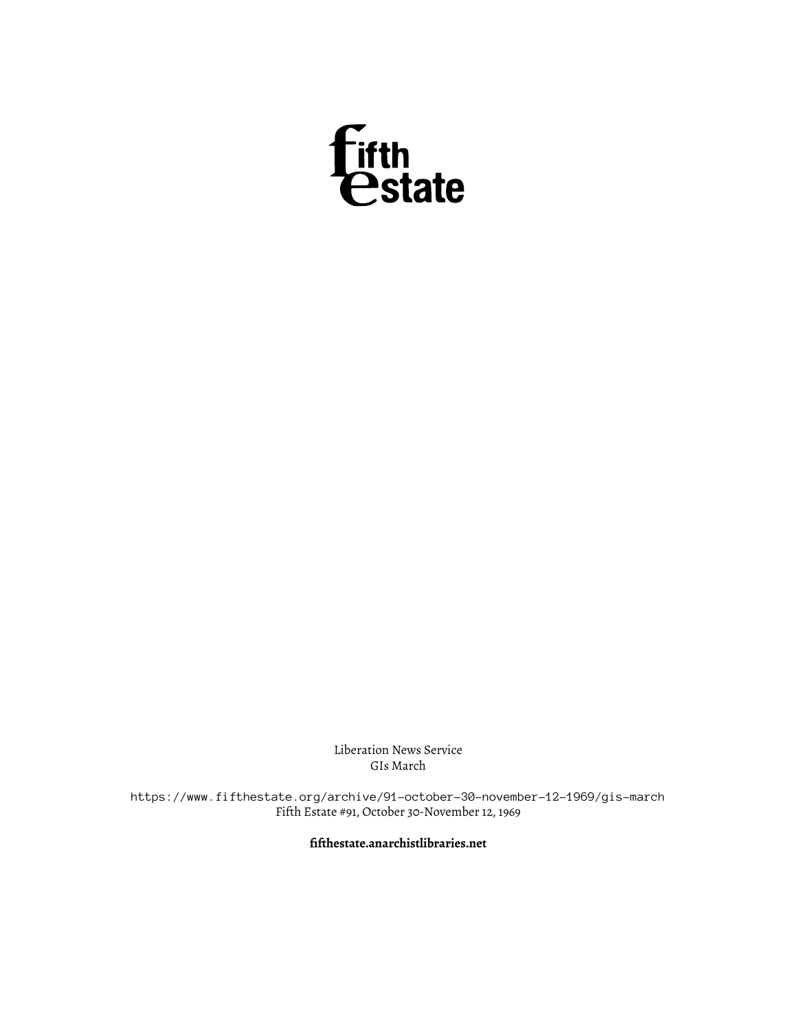Fifth Estate

Liberation News Service
GIs March

https://www.fifthestate.org/archive/91-october-30-november-12-1969/gis-march
Fifth Estate #91, October 30-November 12, 1969

**fifthestate.anarchistlibraries.net**